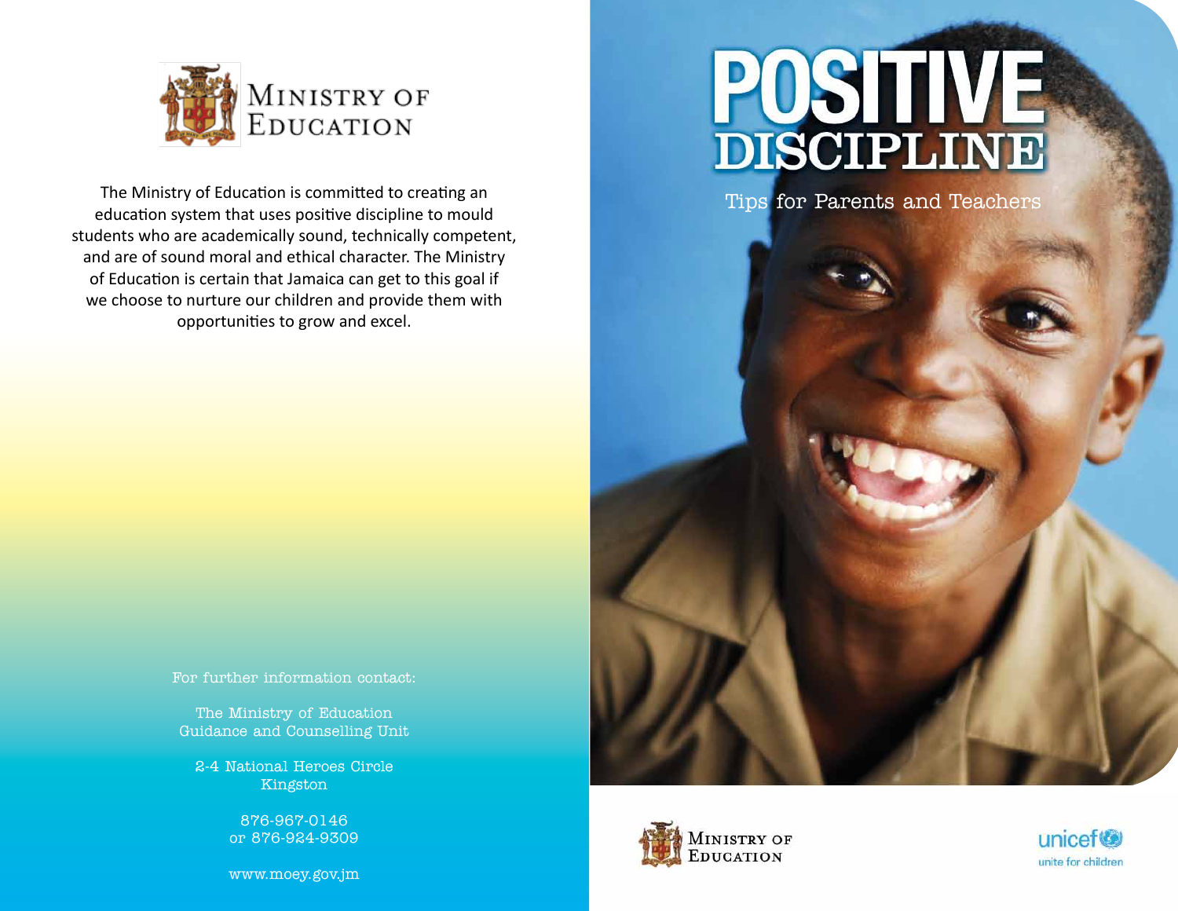# Positive Discipline

## Tips for Parents and Teachers

Ministry of Education

unicef — unite for children

---

Ministry of Education

The Ministry of Education is committed to creating an education system that uses positive discipline to mould students who are academically sound, technically competent, and are of sound moral and ethical character. The Ministry of Education is certain that Jamaica can get to this goal if we choose to nurture our children and provide them with opportunities to grow and excel.

For further information contact:

The Ministry of Education
Guidance and Counselling Unit

2-4 National Heroes Circle
Kingston

876-967-0146
or 876-924-9309

www.moey.gov.jm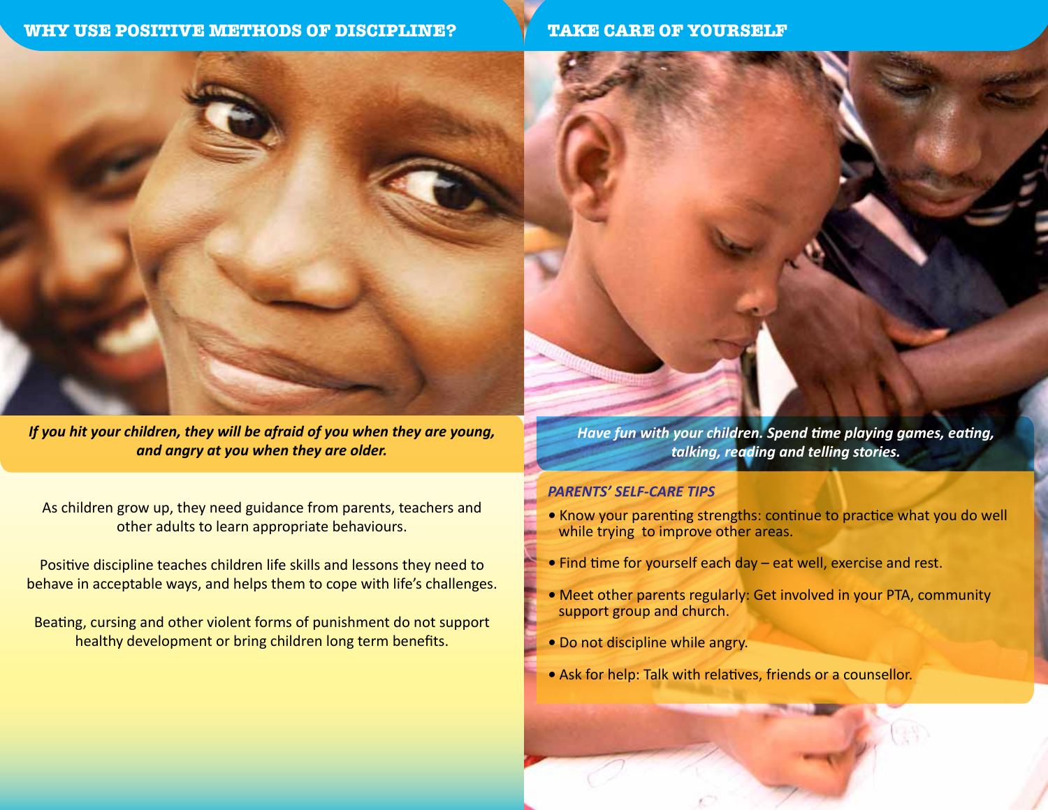## WHY USE POSITIVE METHODS OF DISCIPLINE?

***If you hit your children, they will be afraid of you when they are young, and angry at you when they are older.***

As children grow up, they need guidance from parents, teachers and other adults to learn appropriate behaviours.

Positive discipline teaches children life skills and lessons they need to behave in acceptable ways, and helps them to cope with life's challenges.

Beating, cursing and other violent forms of punishment do not support healthy development or bring children long term benefits.

## TAKE CARE OF YOURSELF

***Have fun with your children. Spend time playing games, eating, talking, reading and telling stories.***

### *PARENTS' SELF-CARE TIPS*

- Know your parenting strengths: continue to practice what you do well while trying to improve other areas.
- Find time for yourself each day – eat well, exercise and rest.
- Meet other parents regularly: Get involved in your PTA, community support group and church.
- Do not discipline while angry.
- Ask for help: Talk with relatives, friends or a counsellor.